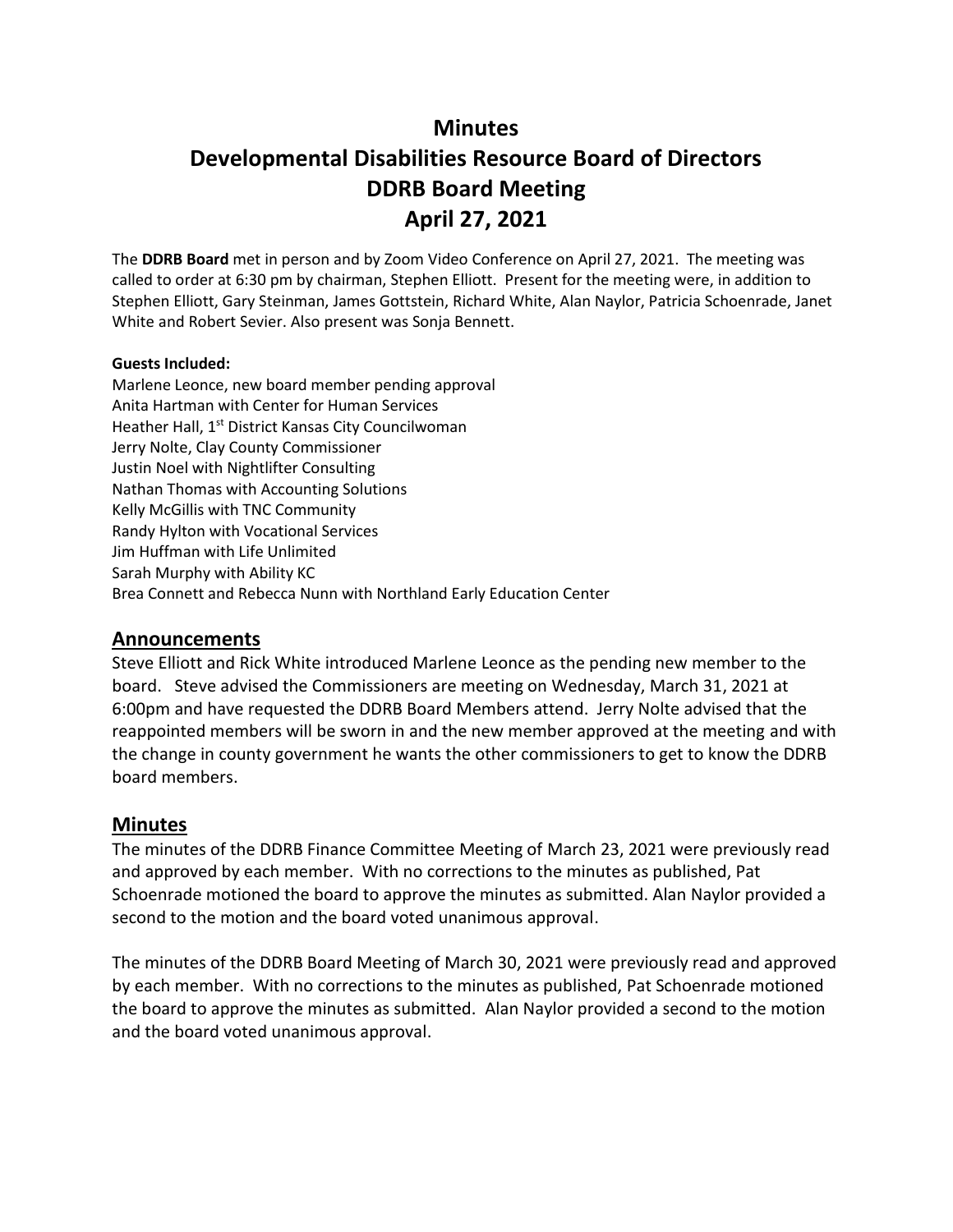# Minutes
# Developmental Disabilities Resource Board of Directors
# DDRB Board Meeting
# April 27, 2021

The **DDRB Board** met in person and by Zoom Video Conference on April 27, 2021. The meeting was called to order at 6:30 pm by chairman, Stephen Elliott. Present for the meeting were, in addition to Stephen Elliott, Gary Steinman, James Gottstein, Richard White, Alan Naylor, Patricia Schoenrade, Janet White and Robert Sevier. Also present was Sonja Bennett.

**Guests Included:**
Marlene Leonce, new board member pending approval
Anita Hartman with Center for Human Services
Heather Hall, 1st District Kansas City Councilwoman
Jerry Nolte, Clay County Commissioner
Justin Noel with Nightlifter Consulting
Nathan Thomas with Accounting Solutions
Kelly McGillis with TNC Community
Randy Hylton with Vocational Services
Jim Huffman with Life Unlimited
Sarah Murphy with Ability KC
Brea Connett and Rebecca Nunn with Northland Early Education Center

## Announcements

Steve Elliott and Rick White introduced Marlene Leonce as the pending new member to the board. Steve advised the Commissioners are meeting on Wednesday, March 31, 2021 at 6:00pm and have requested the DDRB Board Members attend. Jerry Nolte advised that the reappointed members will be sworn in and the new member approved at the meeting and with the change in county government he wants the other commissioners to get to know the DDRB board members.

## Minutes

The minutes of the DDRB Finance Committee Meeting of March 23, 2021 were previously read and approved by each member. With no corrections to the minutes as published, Pat Schoenrade motioned the board to approve the minutes as submitted. Alan Naylor provided a second to the motion and the board voted unanimous approval.

The minutes of the DDRB Board Meeting of March 30, 2021 were previously read and approved by each member. With no corrections to the minutes as published, Pat Schoenrade motioned the board to approve the minutes as submitted. Alan Naylor provided a second to the motion and the board voted unanimous approval.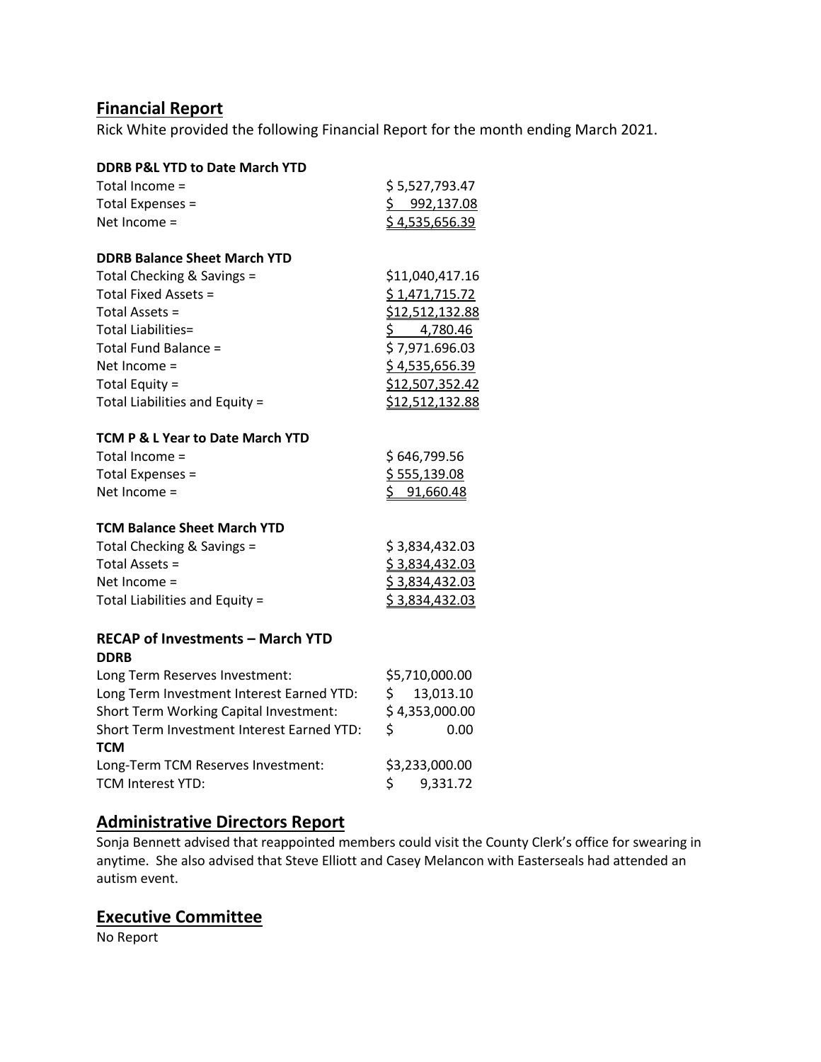## Financial Report

Rick White provided the following Financial Report for the month ending March 2021.

**DDRB P&L YTD to Date March YTD**

| | |
|---|---|
| Total Income = | $ 5,527,793.47 |
| Total Expenses = | $ 992,137.08 |
| Net Income = | $ 4,535,656.39 |

**DDRB Balance Sheet March YTD**

| | |
|---|---|
| Total Checking & Savings = | $11,040,417.16 |
| Total Fixed Assets = | $ 1,471,715.72 |
| Total Assets = | $12,512,132.88 |
| Total Liabilities= | $ 4,780.46 |
| Total Fund Balance = | $ 7,971.696.03 |
| Net Income = | $ 4,535,656.39 |
| Total Equity = | $12,507,352.42 |
| Total Liabilities and Equity = | $12,512,132.88 |

**TCM P & L Year to Date March YTD**

| | |
|---|---|
| Total Income = | $ 646,799.56 |
| Total Expenses = | $ 555,139.08 |
| Net Income = | $ 91,660.48 |

**TCM Balance Sheet March YTD**

| | |
|---|---|
| Total Checking & Savings = | $ 3,834,432.03 |
| Total Assets = | $ 3,834,432.03 |
| Net Income = | $ 3,834,432.03 |
| Total Liabilities and Equity = | $ 3,834,432.03 |

**RECAP of Investments – March YTD**

**DDRB**

| | |
|---|---|
| Long Term Reserves Investment: | $5,710,000.00 |
| Long Term Investment Interest Earned YTD: | $ 13,013.10 |
| Short Term Working Capital Investment: | $ 4,353,000.00 |
| Short Term Investment Interest Earned YTD: | $ 0.00 |

**TCM**

| | |
|---|---|
| Long-Term TCM Reserves Investment: | $3,233,000.00 |
| TCM Interest YTD: | $ 9,331.72 |

## Administrative Directors Report

Sonja Bennett advised that reappointed members could visit the County Clerk's office for swearing in anytime. She also advised that Steve Elliott and Casey Melancon with Easterseals had attended an autism event.

## Executive Committee

No Report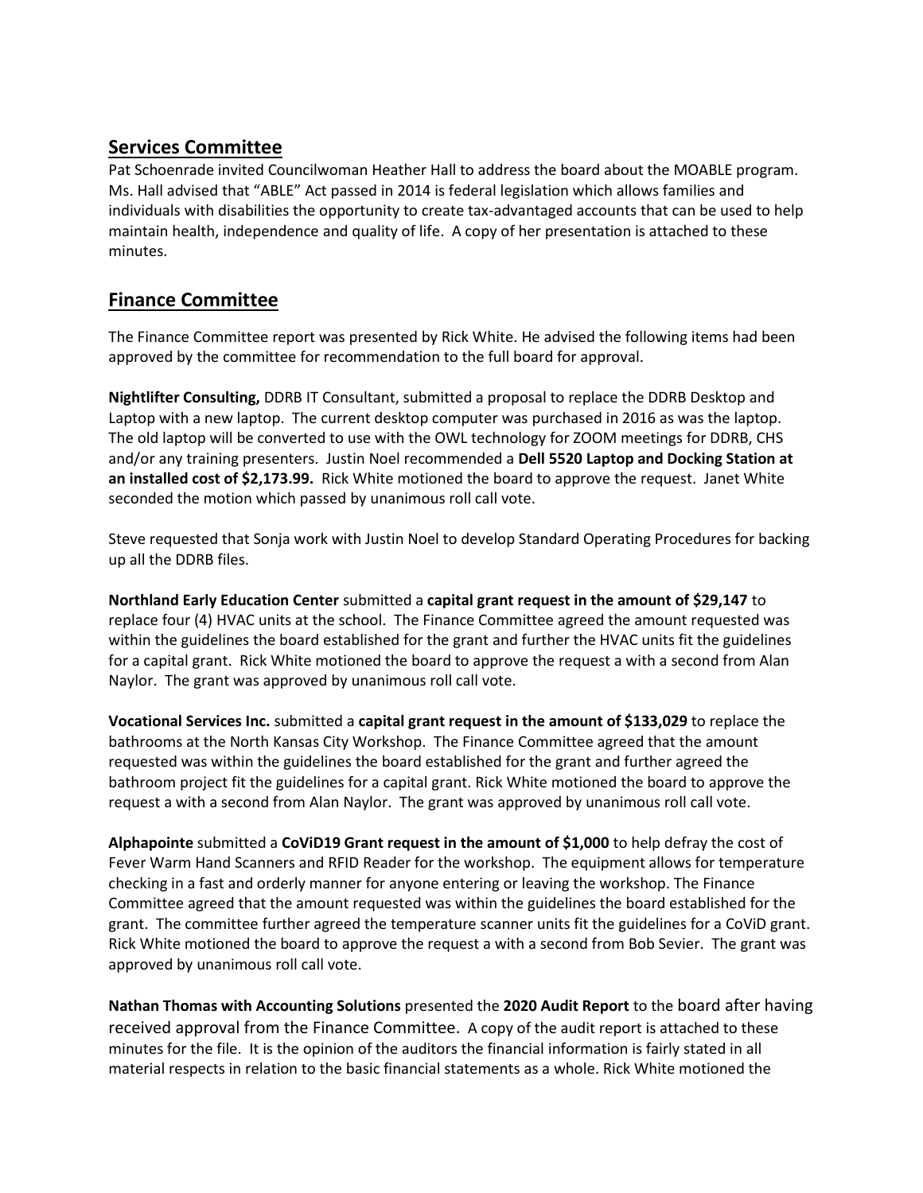## Services Committee

Pat Schoenrade invited Councilwoman Heather Hall to address the board about the MOABLE program. Ms. Hall advised that "ABLE" Act passed in 2014 is federal legislation which allows families and individuals with disabilities the opportunity to create tax-advantaged accounts that can be used to help maintain health, independence and quality of life. A copy of her presentation is attached to these minutes.

## Finance Committee

The Finance Committee report was presented by Rick White. He advised the following items had been approved by the committee for recommendation to the full board for approval.

**Nightlifter Consulting,** DDRB IT Consultant, submitted a proposal to replace the DDRB Desktop and Laptop with a new laptop. The current desktop computer was purchased in 2016 as was the laptop. The old laptop will be converted to use with the OWL technology for ZOOM meetings for DDRB, CHS and/or any training presenters. Justin Noel recommended a **Dell 5520 Laptop and Docking Station at an installed cost of $2,173.99.** Rick White motioned the board to approve the request. Janet White seconded the motion which passed by unanimous roll call vote.

Steve requested that Sonja work with Justin Noel to develop Standard Operating Procedures for backing up all the DDRB files.

**Northland Early Education Center** submitted a **capital grant request in the amount of $29,147** to replace four (4) HVAC units at the school. The Finance Committee agreed the amount requested was within the guidelines the board established for the grant and further the HVAC units fit the guidelines for a capital grant. Rick White motioned the board to approve the request a with a second from Alan Naylor. The grant was approved by unanimous roll call vote.

**Vocational Services Inc.** submitted a **capital grant request in the amount of $133,029** to replace the bathrooms at the North Kansas City Workshop. The Finance Committee agreed that the amount requested was within the guidelines the board established for the grant and further agreed the bathroom project fit the guidelines for a capital grant. Rick White motioned the board to approve the request a with a second from Alan Naylor. The grant was approved by unanimous roll call vote.

**Alphapointe** submitted a **CoViD19 Grant request in the amount of $1,000** to help defray the cost of Fever Warm Hand Scanners and RFID Reader for the workshop. The equipment allows for temperature checking in a fast and orderly manner for anyone entering or leaving the workshop. The Finance Committee agreed that the amount requested was within the guidelines the board established for the grant. The committee further agreed the temperature scanner units fit the guidelines for a CoViD grant. Rick White motioned the board to approve the request a with a second from Bob Sevier. The grant was approved by unanimous roll call vote.

**Nathan Thomas with Accounting Solutions** presented the **2020 Audit Report** to the board after having received approval from the Finance Committee. A copy of the audit report is attached to these minutes for the file. It is the opinion of the auditors the financial information is fairly stated in all material respects in relation to the basic financial statements as a whole. Rick White motioned the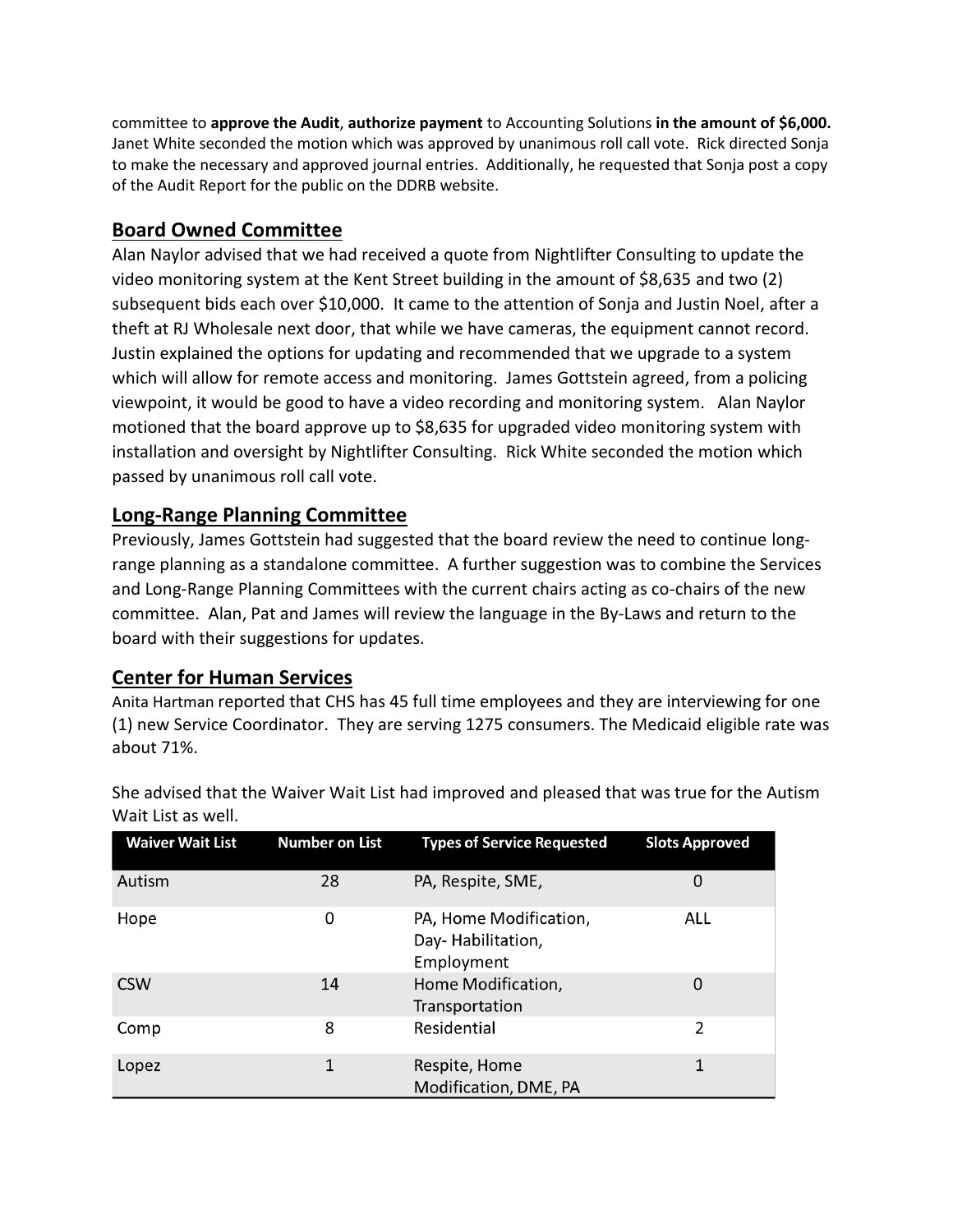committee to **approve the Audit**, **authorize payment** to Accounting Solutions **in the amount of $6,000.** Janet White seconded the motion which was approved by unanimous roll call vote. Rick directed Sonja to make the necessary and approved journal entries. Additionally, he requested that Sonja post a copy of the Audit Report for the public on the DDRB website.

## Board Owned Committee

Alan Naylor advised that we had received a quote from Nightlifter Consulting to update the video monitoring system at the Kent Street building in the amount of $8,635 and two (2) subsequent bids each over $10,000. It came to the attention of Sonja and Justin Noel, after a theft at RJ Wholesale next door, that while we have cameras, the equipment cannot record. Justin explained the options for updating and recommended that we upgrade to a system which will allow for remote access and monitoring. James Gottstein agreed, from a policing viewpoint, it would be good to have a video recording and monitoring system. Alan Naylor motioned that the board approve up to $8,635 for upgraded video monitoring system with installation and oversight by Nightlifter Consulting. Rick White seconded the motion which passed by unanimous roll call vote.

## Long-Range Planning Committee

Previously, James Gottstein had suggested that the board review the need to continue long-range planning as a standalone committee. A further suggestion was to combine the Services and Long-Range Planning Committees with the current chairs acting as co-chairs of the new committee. Alan, Pat and James will review the language in the By-Laws and return to the board with their suggestions for updates.

## Center for Human Services

Anita Hartman reported that CHS has 45 full time employees and they are interviewing for one (1) new Service Coordinator. They are serving 1275 consumers. The Medicaid eligible rate was about 71%.

She advised that the Waiver Wait List had improved and pleased that was true for the Autism Wait List as well.

| Waiver Wait List | Number on List | Types of Service Requested | Slots Approved |
|---|---|---|---|
| Autism | 28 | PA, Respite, SME, | 0 |
| Hope | 0 | PA, Home Modification, Day- Habilitation, Employment | ALL |
| CSW | 14 | Home Modification, Transportation | 0 |
| Comp | 8 | Residential | 2 |
| Lopez | 1 | Respite, Home Modification, DME, PA | 1 |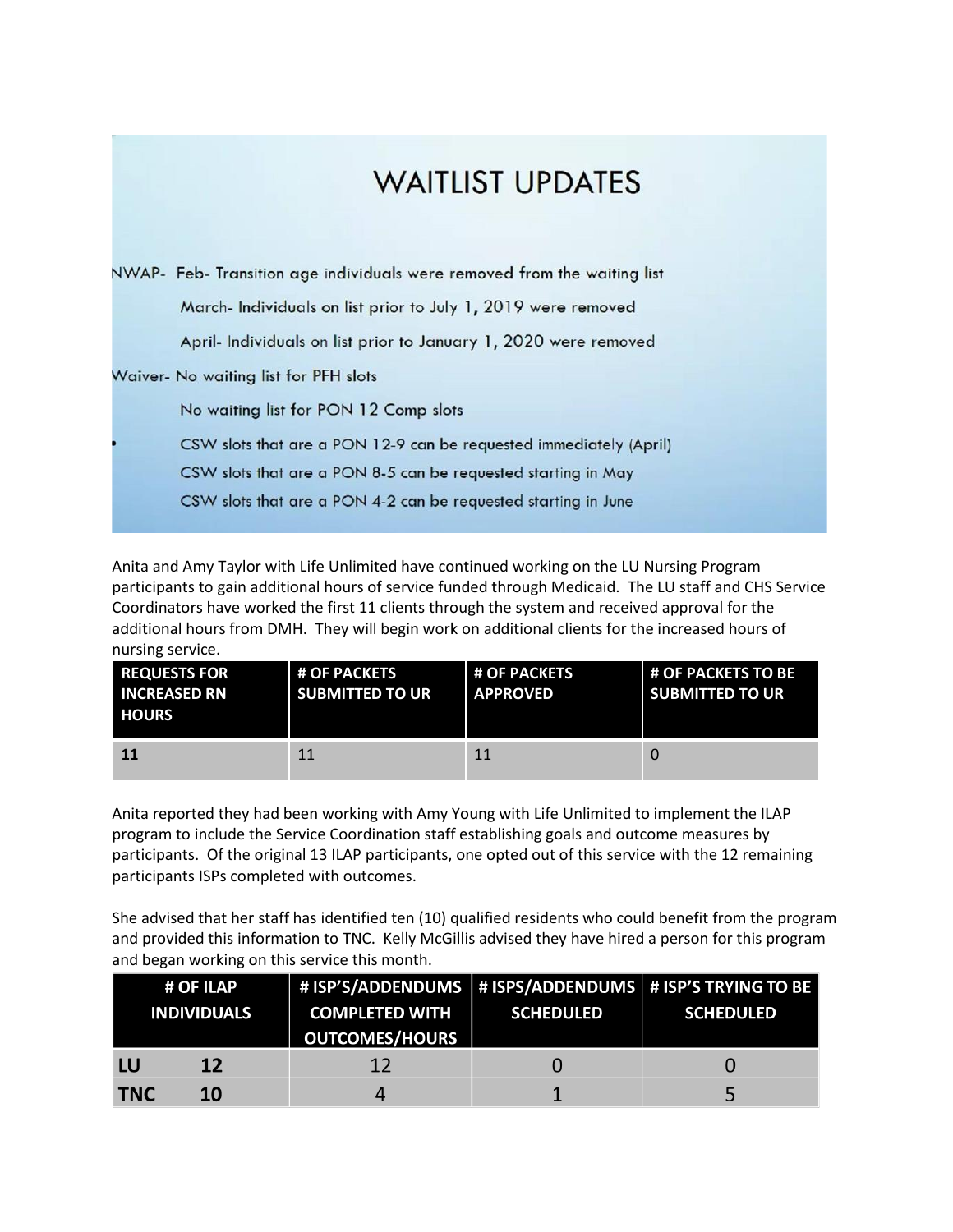# WAITLIST UPDATES

NWAP- Feb- Transition age individuals were removed from the waiting list

March- Individuals on list prior to July 1, 2019 were removed

April- Individuals on list prior to January 1, 2020 were removed

Waiver- No waiting list for PFH slots

No waiting list for PON 12 Comp slots

- CSW slots that are a PON 12-9 can be requested immediately (April)

CSW slots that are a PON 8-5 can be requested starting in May

CSW slots that are a PON 4-2 can be requested starting in June

Anita and Amy Taylor with Life Unlimited have continued working on the LU Nursing Program participants to gain additional hours of service funded through Medicaid. The LU staff and CHS Service Coordinators have worked the first 11 clients through the system and received approval for the additional hours from DMH. They will begin work on additional clients for the increased hours of nursing service.

| REQUESTS FOR INCREASED RN HOURS | # OF PACKETS SUBMITTED TO UR | # OF PACKETS APPROVED | # OF PACKETS TO BE SUBMITTED TO UR |
|---|---|---|---|
| **11** | 11 | 11 | 0 |

Anita reported they had been working with Amy Young with Life Unlimited to implement the ILAP program to include the Service Coordination staff establishing goals and outcome measures by participants. Of the original 13 ILAP participants, one opted out of this service with the 12 remaining participants ISPs completed with outcomes.

She advised that her staff has identified ten (10) qualified residents who could benefit from the program and provided this information to TNC. Kelly McGillis advised they have hired a person for this program and began working on this service this month.

| # OF ILAP INDIVIDUALS | | # ISP'S/ADDENDUMS COMPLETED WITH OUTCOMES/HOURS | # ISPS/ADDENDUMS SCHEDULED | # ISP'S TRYING TO BE SCHEDULED |
|---|---|---|---|---|
| **LU** | **12** | 12 | 0 | 0 |
| **TNC** | **10** | 4 | 1 | 5 |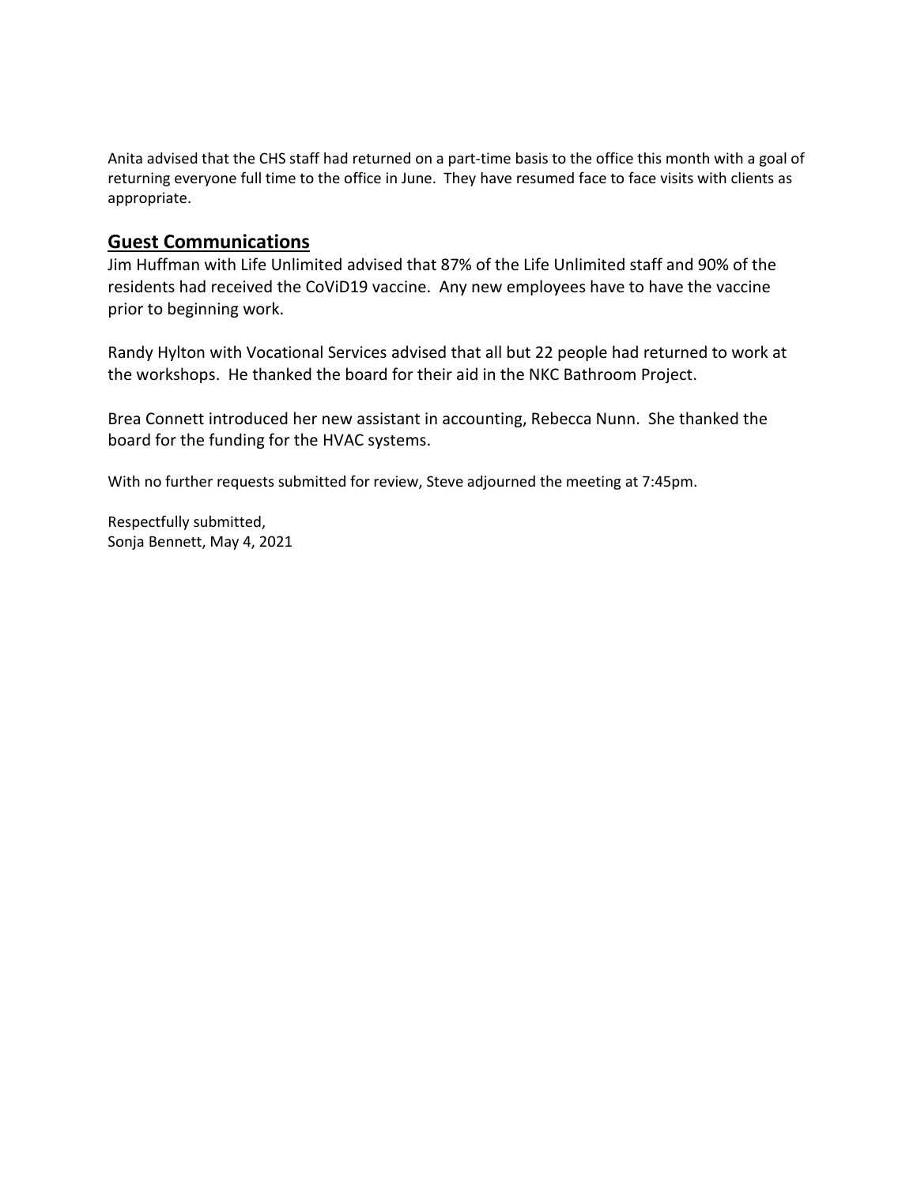Anita advised that the CHS staff had returned on a part-time basis to the office this month with a goal of returning everyone full time to the office in June. They have resumed face to face visits with clients as appropriate.

## Guest Communications

Jim Huffman with Life Unlimited advised that 87% of the Life Unlimited staff and 90% of the residents had received the CoViD19 vaccine. Any new employees have to have the vaccine prior to beginning work.

Randy Hylton with Vocational Services advised that all but 22 people had returned to work at the workshops. He thanked the board for their aid in the NKC Bathroom Project.

Brea Connett introduced her new assistant in accounting, Rebecca Nunn. She thanked the board for the funding for the HVAC systems.

With no further requests submitted for review, Steve adjourned the meeting at 7:45pm.

Respectfully submitted,
Sonja Bennett, May 4, 2021